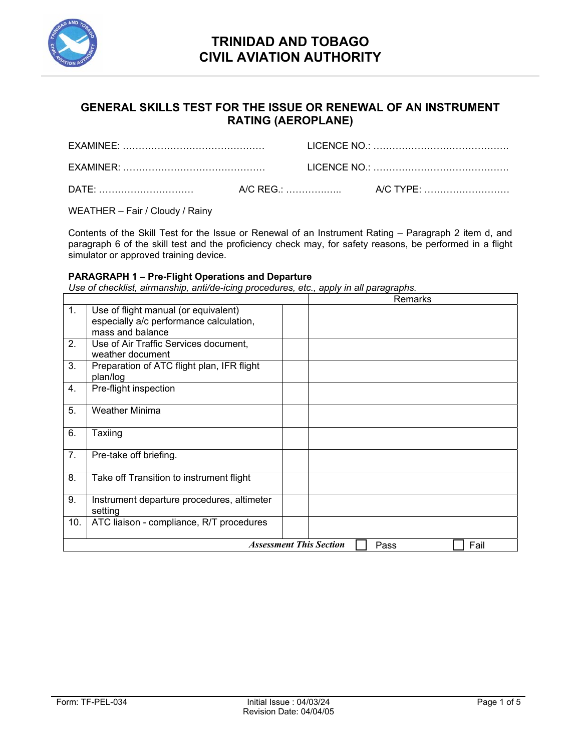# TRINIDAD AND TOBAGO CIVIL AVIATION AUTHORITY

## GENERAL SKILLS TEST FOR THE ISSUE OR RENEWAL OF AN INSTRUMENT RATING (AEROPLANE)

EXAMINEE: ……………………………………… LICENCE NO.: …………………………………….

EXAMINER: ……………………………………… LICENCE NO.: …………………………………….

DATE: ………………………… A/C REG.: …………….. A/C TYPE: ………………………

WEATHER – Fair / Cloudy / Rainy

Contents of the Skill Test for the Issue or Renewal of an Instrument Rating – Paragraph 2 item d, and paragraph 6 of the skill test and the proficiency check may, for safety reasons, be performed in a flight simulator or approved training device.

**PARAGRAPH 1 – Pre-Flight Operations and Departure**

*Use of checklist, airmanship, anti/de-icing procedures, etc., apply in all paragraphs.*

| | | | Remarks |
|---|---|---|---|
| 1. | Use of flight manual (or equivalent) especially a/c performance calculation, mass and balance | | |
| 2. | Use of Air Traffic Services document, weather document | | |
| 3. | Preparation of ATC flight plan, IFR flight plan/log | | |
| 4. | Pre-flight inspection | | |
| 5. | Weather Minima | | |
| 6. | Taxiing | | |
| 7. | Pre-take off briefing. | | |
| 8. | Take off Transition to instrument flight | | |
| 9. | Instrument departure procedures, altimeter setting | | |
| 10. | ATC liaison - compliance, R/T procedures | | |
| | | ***Assessment This Section*** | ☐ Pass ☐ Fail |

Form: TF-PEL-034 Initial Issue : 04/03/24 Revision Date: 04/04/05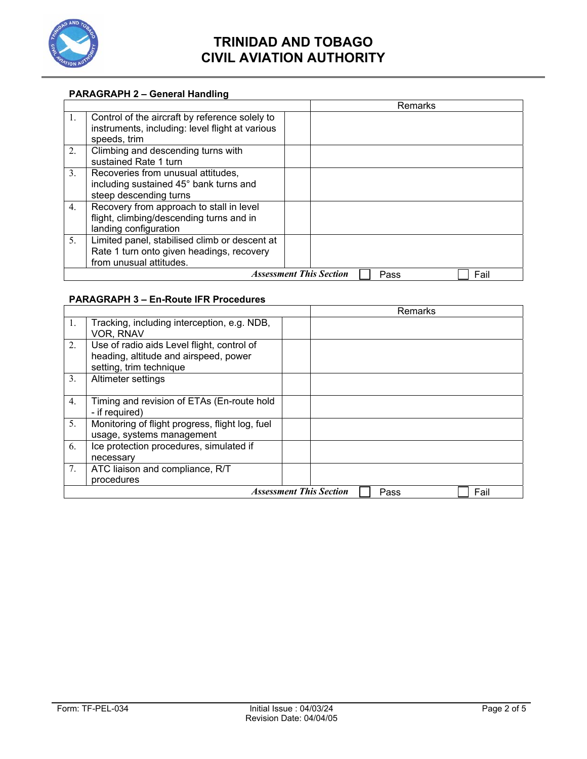### PARAGRAPH 2 – General Handling

| | | | Remarks |
|---|---|---|---|
| 1. | Control of the aircraft by reference solely to instruments, including: level flight at various speeds, trim | | |
| 2. | Climbing and descending turns with sustained Rate 1 turn | | |
| 3. | Recoveries from unusual attitudes, including sustained 45° bank turns and steep descending turns | | |
| 4. | Recovery from approach to stall in level flight, climbing/descending turns and in landing configuration | | |
| 5. | Limited panel, stabilised climb or descent at Rate 1 turn onto given headings, recovery from unusual attitudes. | | |
| | ***Assessment This Section*** | | ☐ Pass ☐ Fail |

### PARAGRAPH 3 – En-Route IFR Procedures

| | | | Remarks |
|---|---|---|---|
| 1. | Tracking, including interception, e.g. NDB, VOR, RNAV | | |
| 2. | Use of radio aids Level flight, control of heading, altitude and airspeed, power setting, trim technique | | |
| 3. | Altimeter settings | | |
| 4. | Timing and revision of ETAs (En-route hold - if required) | | |
| 5. | Monitoring of flight progress, flight log, fuel usage, systems management | | |
| 6. | Ice protection procedures, simulated if necessary | | |
| 7. | ATC liaison and compliance, R/T procedures | | |
| | ***Assessment This Section*** | | ☐ Pass ☐ Fail |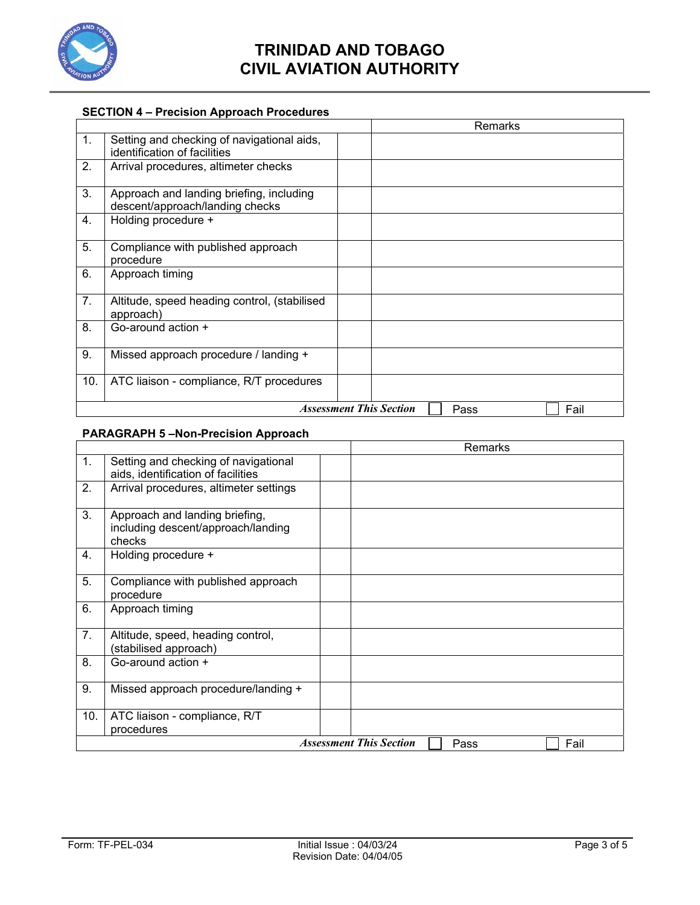# TRINIDAD AND TOBAGO CIVIL AVIATION AUTHORITY

**SECTION 4 – Precision Approach Procedures**

| | | | Remarks |
|---|---|---|---|
| 1. | Setting and checking of navigational aids, identification of facilities | | |
| 2. | Arrival procedures, altimeter checks | | |
| 3. | Approach and landing briefing, including descent/approach/landing checks | | |
| 4. | Holding procedure + | | |
| 5. | Compliance with published approach procedure | | |
| 6. | Approach timing | | |
| 7. | Altitude, speed heading control, (stabilised approach) | | |
| 8. | Go-around action + | | |
| 9. | Missed approach procedure / landing + | | |
| 10. | ATC liaison - compliance, R/T procedures | | |
| | ***Assessment This Section*** | | ☐ Pass ☐ Fail |

**PARAGRAPH 5 –Non-Precision Approach**

| | | | Remarks |
|---|---|---|---|
| 1. | Setting and checking of navigational aids, identification of facilities | | |
| 2. | Arrival procedures, altimeter settings | | |
| 3. | Approach and landing briefing, including descent/approach/landing checks | | |
| 4. | Holding procedure + | | |
| 5. | Compliance with published approach procedure | | |
| 6. | Approach timing | | |
| 7. | Altitude, speed, heading control, (stabilised approach) | | |
| 8. | Go-around action + | | |
| 9. | Missed approach procedure/landing + | | |
| 10. | ATC liaison - compliance, R/T procedures | | |
| | ***Assessment This Section*** | | ☐ Pass ☐ Fail |

Form: TF-PEL-034 Initial Issue : 04/03/24 Revision Date: 04/04/05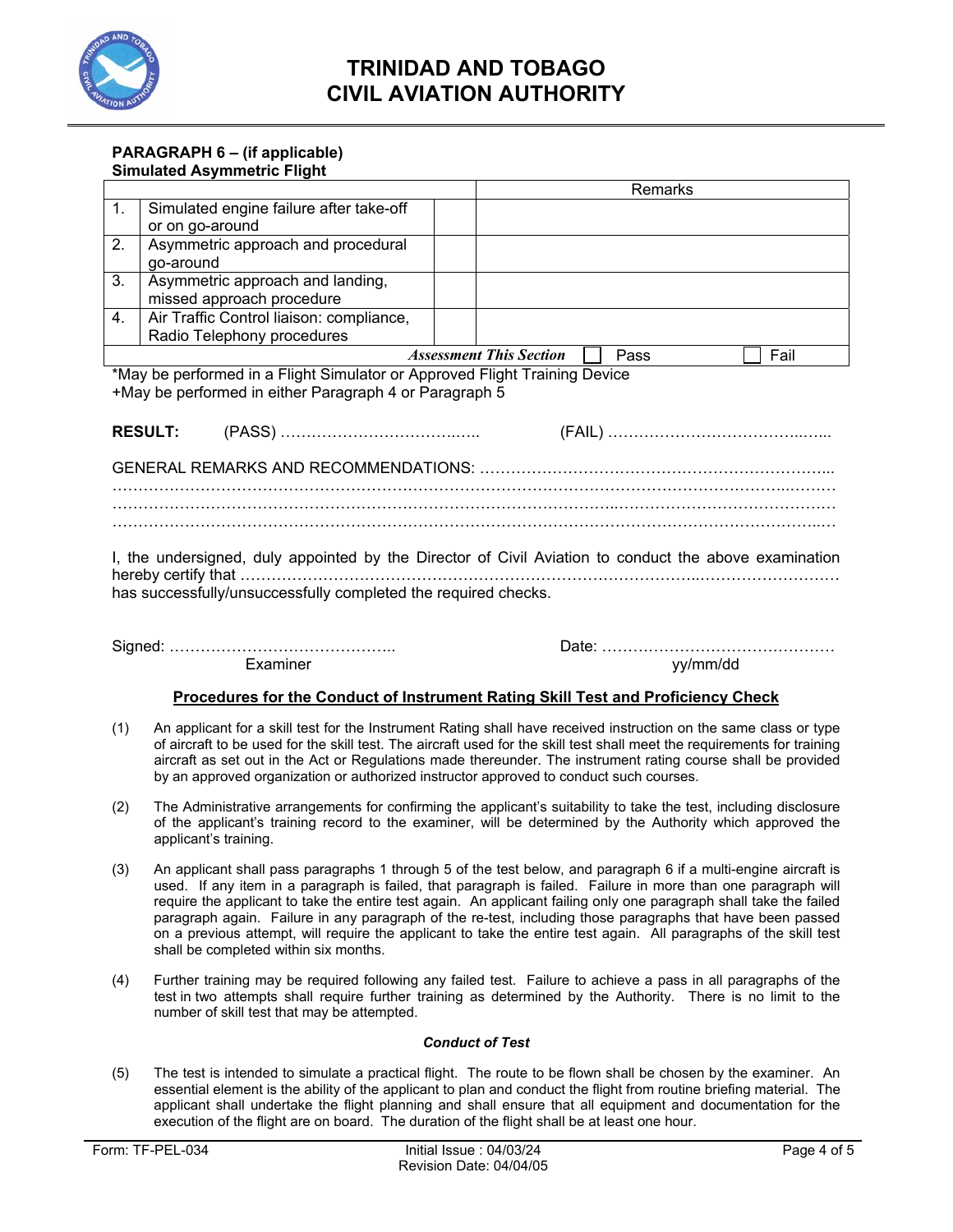**TRINIDAD AND TOBAGO**
**CIVIL AVIATION AUTHORITY**

**PARAGRAPH 6 – (if applicable)**
**Simulated Asymmetric Flight**

| | | | Remarks |
|---|---|---|---|
| 1. | Simulated engine failure after take-off or on go-around | | |
| 2. | Asymmetric approach and procedural go-around | | |
| 3. | Asymmetric approach and landing, missed approach procedure | | |
| 4. | Air Traffic Control liaison: compliance, Radio Telephony procedures | | |
| | | ***Assessment This Section*** | ☐ Pass ☐ Fail |

*May be performed in a Flight Simulator or Approved Flight Training Device
+May be performed in either Paragraph 4 or Paragraph 5

**RESULT:** (PASS) ………………………………….. (FAIL) …………………………………..

GENERAL REMARKS AND RECOMMENDATIONS: ……………………………………………………………
……………………………………………………………………………………………………………………
……………………………………………………………………………………………………………………
……………………………………………………………………………………………………………………

I, the undersigned, duly appointed by the Director of Civil Aviation to conduct the above examination hereby certify that ………………………………………………………………………………………………
has successfully/unsuccessfully completed the required checks.

Signed: …………………………………….. Date: ………………………………………
Examiner yy/mm/dd

## Procedures for the Conduct of Instrument Rating Skill Test and Proficiency Check

(1) An applicant for a skill test for the Instrument Rating shall have received instruction on the same class or type of aircraft to be used for the skill test. The aircraft used for the skill test shall meet the requirements for training aircraft as set out in the Act or Regulations made thereunder. The instrument rating course shall be provided by an approved organization or authorized instructor approved to conduct such courses.

(2) The Administrative arrangements for confirming the applicant's suitability to take the test, including disclosure of the applicant's training record to the examiner, will be determined by the Authority which approved the applicant's training.

(3) An applicant shall pass paragraphs 1 through 5 of the test below, and paragraph 6 if a multi-engine aircraft is used. If any item in a paragraph is failed, that paragraph is failed. Failure in more than one paragraph will require the applicant to take the entire test again. An applicant failing only one paragraph shall take the failed paragraph again. Failure in any paragraph of the re-test, including those paragraphs that have been passed on a previous attempt, will require the applicant to take the entire test again. All paragraphs of the skill test shall be completed within six months.

(4) Further training may be required following any failed test. Failure to achieve a pass in all paragraphs of the test in two attempts shall require further training as determined by the Authority. There is no limit to the number of skill test that may be attempted.

***Conduct of Test***

(5) The test is intended to simulate a practical flight. The route to be flown shall be chosen by the examiner. An essential element is the ability of the applicant to plan and conduct the flight from routine briefing material. The applicant shall undertake the flight planning and shall ensure that all equipment and documentation for the execution of the flight are on board. The duration of the flight shall be at least one hour.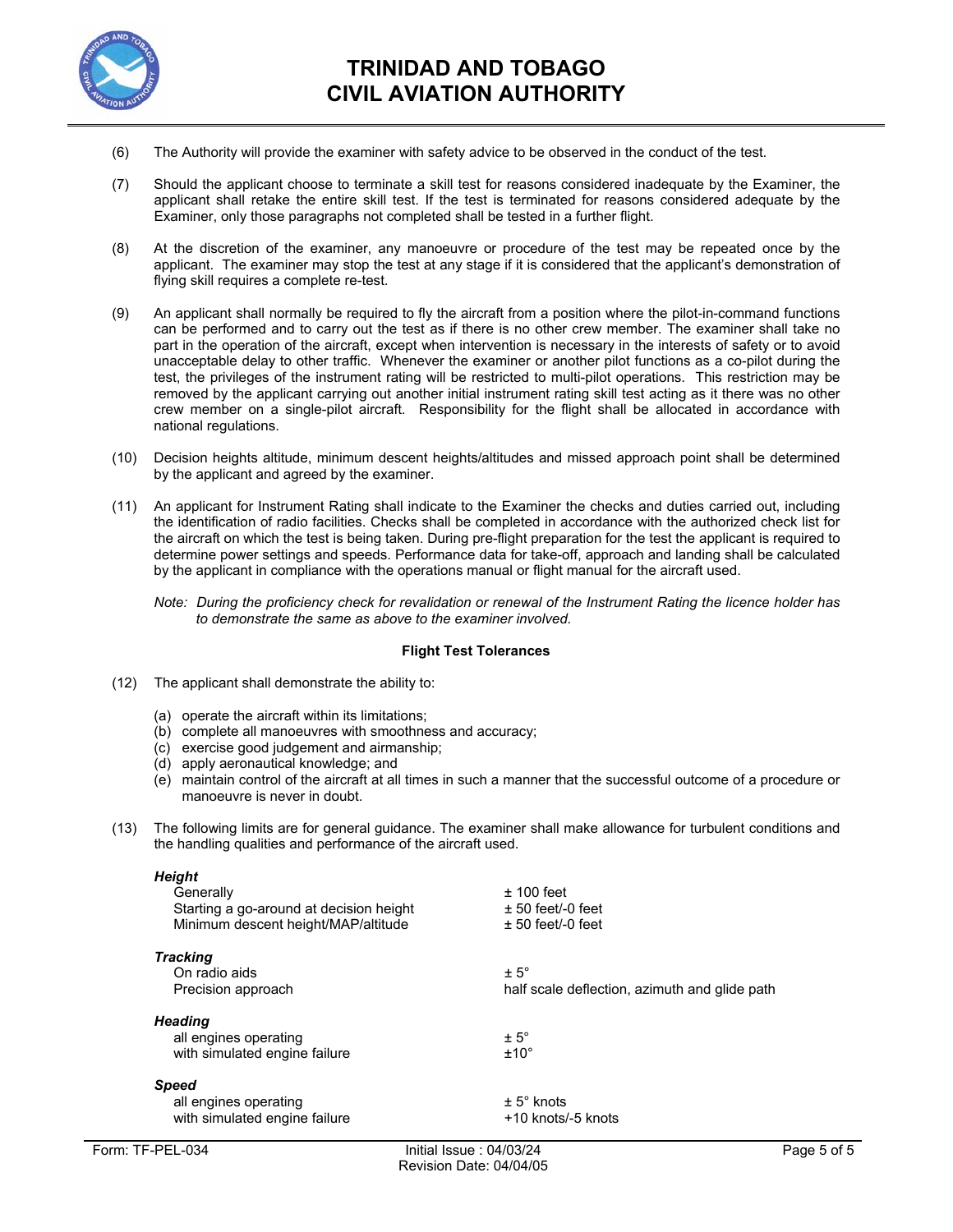(6) The Authority will provide the examiner with safety advice to be observed in the conduct of the test.

(7) Should the applicant choose to terminate a skill test for reasons considered inadequate by the Examiner, the applicant shall retake the entire skill test. If the test is terminated for reasons considered adequate by the Examiner, only those paragraphs not completed shall be tested in a further flight.

(8) At the discretion of the examiner, any manoeuvre or procedure of the test may be repeated once by the applicant. The examiner may stop the test at any stage if it is considered that the applicant's demonstration of flying skill requires a complete re-test.

(9) An applicant shall normally be required to fly the aircraft from a position where the pilot-in-command functions can be performed and to carry out the test as if there is no other crew member. The examiner shall take no part in the operation of the aircraft, except when intervention is necessary in the interests of safety or to avoid unacceptable delay to other traffic. Whenever the examiner or another pilot functions as a co-pilot during the test, the privileges of the instrument rating will be restricted to multi-pilot operations. This restriction may be removed by the applicant carrying out another initial instrument rating skill test acting as it there was no other crew member on a single-pilot aircraft. Responsibility for the flight shall be allocated in accordance with national regulations.

(10) Decision heights altitude, minimum descent heights/altitudes and missed approach point shall be determined by the applicant and agreed by the examiner.

(11) An applicant for Instrument Rating shall indicate to the Examiner the checks and duties carried out, including the identification of radio facilities. Checks shall be completed in accordance with the authorized check list for the aircraft on which the test is being taken. During pre-flight preparation for the test the applicant is required to determine power settings and speeds. Performance data for take-off, approach and landing shall be calculated by the applicant in compliance with the operations manual or flight manual for the aircraft used.

*Note: During the proficiency check for revalidation or renewal of the Instrument Rating the licence holder has to demonstrate the same as above to the examiner involved.*

**Flight Test Tolerances**

(12) The applicant shall demonstrate the ability to:

(a) operate the aircraft within its limitations;
(b) complete all manoeuvres with smoothness and accuracy;
(c) exercise good judgement and airmanship;
(d) apply aeronautical knowledge; and
(e) maintain control of the aircraft at all times in such a manner that the successful outcome of a procedure or manoeuvre is never in doubt.

(13) The following limits are for general guidance. The examiner shall make allowance for turbulent conditions and the handling qualities and performance of the aircraft used.

| | |
|---|---|
| ***Height*** | |
| Generally | ± 100 feet |
| Starting a go-around at decision height | ± 50 feet/-0 feet |
| Minimum descent height/MAP/altitude | ± 50 feet/-0 feet |
| ***Tracking*** | |
| On radio aids | ± 5° |
| Precision approach | half scale deflection, azimuth and glide path |
| ***Heading*** | |
| all engines operating | ± 5° |
| with simulated engine failure | ±10° |
| ***Speed*** | |
| all engines operating | ± 5° knots |
| with simulated engine failure | +10 knots/-5 knots |

Form: TF-PEL-034 Initial Issue : 04/03/24 Revision Date: 04/04/05